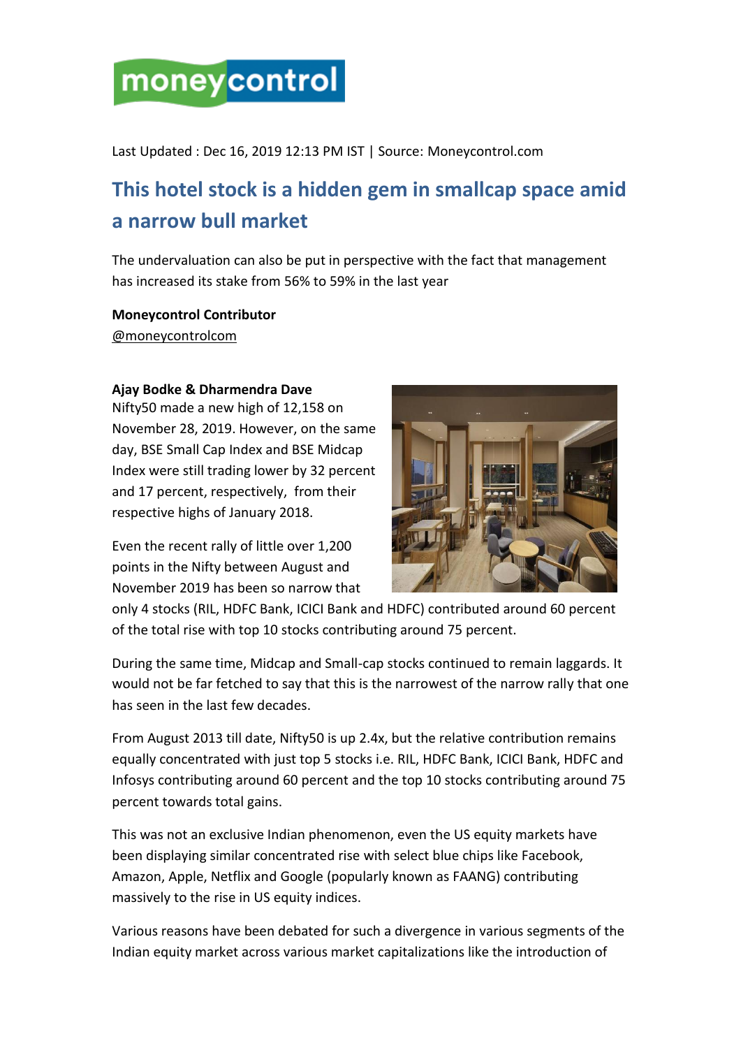moneycontrol

Last Updated : Dec 16, 2019 12:13 PM IST | Source: Moneycontrol.com

# This hotel stock is a hidden gem in smallcap space amid a narrow bull market

The undervaluation can also be put in perspective with the fact that management has increased its stake from 56% to 59% in the last year

**Moneycontrol Contributor**
@moneycontrolcom

**Ajay Bodke & Dharmendra Dave**

Nifty50 made a new high of 12,158 on November 28, 2019. However, on the same day, BSE Small Cap Index and BSE Midcap Index were still trading lower by 32 percent and 17 percent, respectively, from their respective highs of January 2018.

Even the recent rally of little over 1,200 points in the Nifty between August and November 2019 has been so narrow that only 4 stocks (RIL, HDFC Bank, ICICI Bank and HDFC) contributed around 60 percent of the total rise with top 10 stocks contributing around 75 percent.

During the same time, Midcap and Small-cap stocks continued to remain laggards. It would not be far fetched to say that this is the narrowest of the narrow rally that one has seen in the last few decades.

From August 2013 till date, Nifty50 is up 2.4x, but the relative contribution remains equally concentrated with just top 5 stocks i.e. RIL, HDFC Bank, ICICI Bank, HDFC and Infosys contributing around 60 percent and the top 10 stocks contributing around 75 percent towards total gains.

This was not an exclusive Indian phenomenon, even the US equity markets have been displaying similar concentrated rise with select blue chips like Facebook, Amazon, Apple, Netflix and Google (popularly known as FAANG) contributing massively to the rise in US equity indices.

Various reasons have been debated for such a divergence in various segments of the Indian equity market across various market capitalizations like the introduction of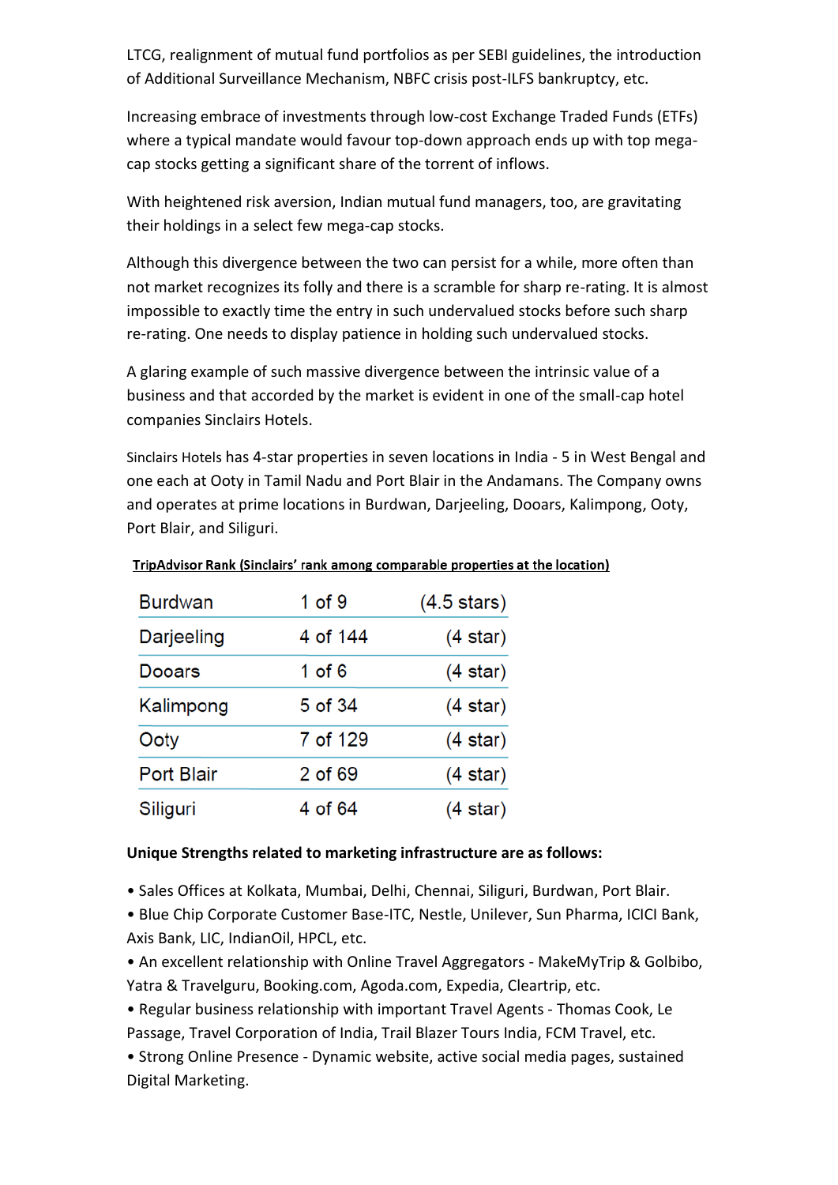LTCG, realignment of mutual fund portfolios as per SEBI guidelines, the introduction of Additional Surveillance Mechanism, NBFC crisis post-ILFS bankruptcy, etc.

Increasing embrace of investments through low-cost Exchange Traded Funds (ETFs) where a typical mandate would favour top-down approach ends up with top mega-cap stocks getting a significant share of the torrent of inflows.

With heightened risk aversion, Indian mutual fund managers, too, are gravitating their holdings in a select few mega-cap stocks.

Although this divergence between the two can persist for a while, more often than not market recognizes its folly and there is a scramble for sharp re-rating. It is almost impossible to exactly time the entry in such undervalued stocks before such sharp re-rating. One needs to display patience in holding such undervalued stocks.

A glaring example of such massive divergence between the intrinsic value of a business and that accorded by the market is evident in one of the small-cap hotel companies Sinclairs Hotels.

Sinclairs Hotels has 4-star properties in seven locations in India - 5 in West Bengal and one each at Ooty in Tamil Nadu and Port Blair in the Andamans. The Company owns and operates at prime locations in Burdwan, Darjeeling, Dooars, Kalimpong, Ooty, Port Blair, and Siliguri.

**TripAdvisor Rank (Sinclairs' rank among comparable properties at the location)**

| | | |
|---|---|---|
| Burdwan | 1 of 9 | (4.5 stars) |
| Darjeeling | 4 of 144 | (4 star) |
| Dooars | 1 of 6 | (4 star) |
| Kalimpong | 5 of 34 | (4 star) |
| Ooty | 7 of 129 | (4 star) |
| Port Blair | 2 of 69 | (4 star) |
| Siliguri | 4 of 64 | (4 star) |

**Unique Strengths related to marketing infrastructure are as follows:**

- Sales Offices at Kolkata, Mumbai, Delhi, Chennai, Siliguri, Burdwan, Port Blair.
- Blue Chip Corporate Customer Base-ITC, Nestle, Unilever, Sun Pharma, ICICI Bank, Axis Bank, LIC, IndianOil, HPCL, etc.
- An excellent relationship with Online Travel Aggregators - MakeMyTrip & Golbibo, Yatra & Travelguru, Booking.com, Agoda.com, Expedia, Cleartrip, etc.
- Regular business relationship with important Travel Agents - Thomas Cook, Le Passage, Travel Corporation of India, Trail Blazer Tours India, FCM Travel, etc.
- Strong Online Presence - Dynamic website, active social media pages, sustained Digital Marketing.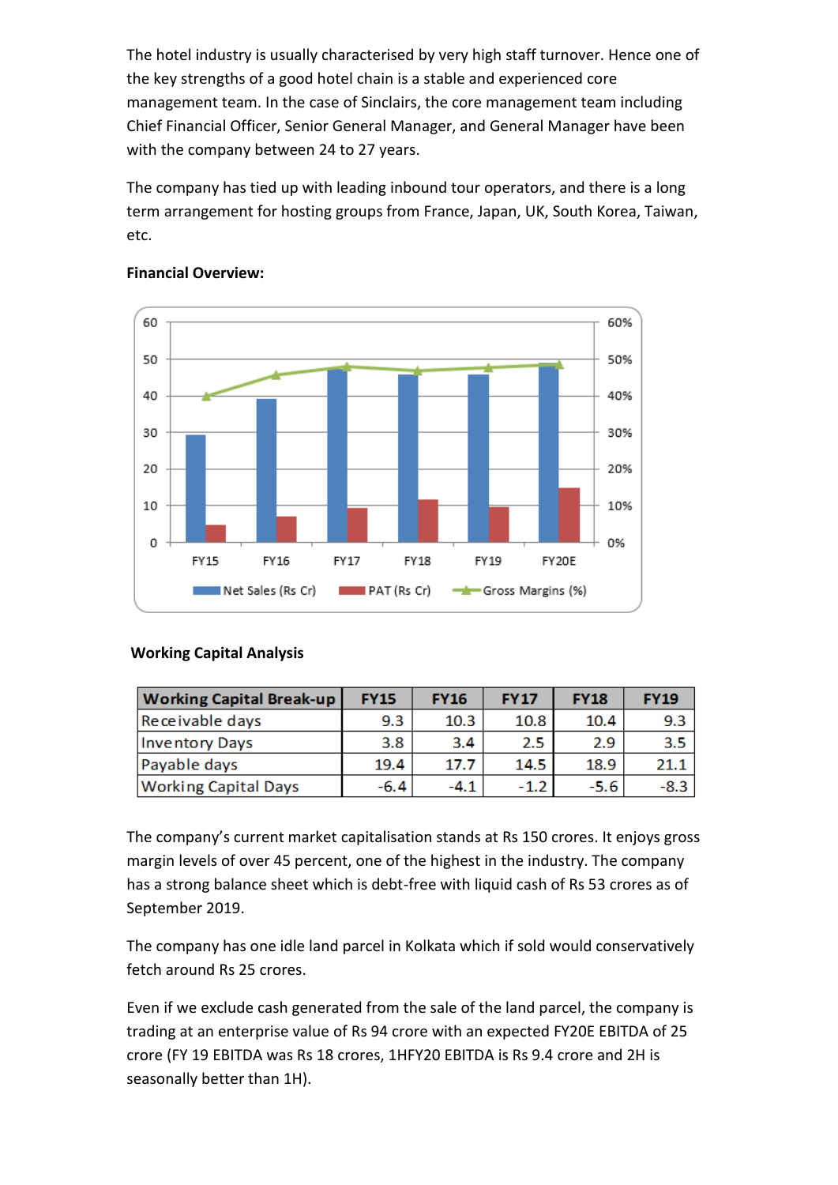The hotel industry is usually characterised by very high staff turnover. Hence one of the key strengths of a good hotel chain is a stable and experienced core management team. In the case of Sinclairs, the core management team including Chief Financial Officer, Senior General Manager, and General Manager have been with the company between 24 to 27 years.

The company has tied up with leading inbound tour operators, and there is a long term arrangement for hosting groups from France, Japan, UK, South Korea, Taiwan, etc.

**Financial Overview:**

**Working Capital Analysis**

| Working Capital Break-up | FY15 | FY16 | FY17 | FY18 | FY19 |
|---|---|---|---|---|---|
| Receivable days | 9.3 | 10.3 | 10.8 | 10.4 | 9.3 |
| Inventory Days | 3.8 | 3.4 | 2.5 | 2.9 | 3.5 |
| Payable days | 19.4 | 17.7 | 14.5 | 18.9 | 21.1 |
| Working Capital Days | -6.4 | -4.1 | -1.2 | -5.6 | -8.3 |

The company's current market capitalisation stands at Rs 150 crores. It enjoys gross margin levels of over 45 percent, one of the highest in the industry. The company has a strong balance sheet which is debt-free with liquid cash of Rs 53 crores as of September 2019.

The company has one idle land parcel in Kolkata which if sold would conservatively fetch around Rs 25 crores.

Even if we exclude cash generated from the sale of the land parcel, the company is trading at an enterprise value of Rs 94 crore with an expected FY20E EBITDA of 25 crore (FY 19 EBITDA was Rs 18 crores, 1HFY20 EBITDA is Rs 9.4 crore and 2H is seasonally better than 1H).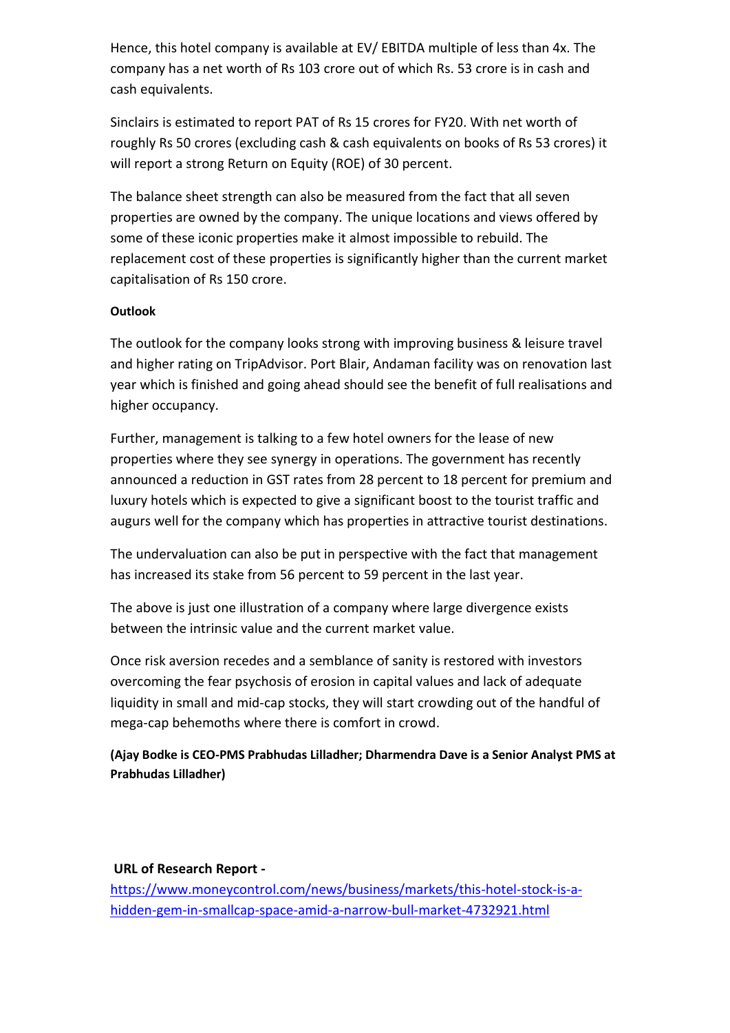Hence, this hotel company is available at EV/ EBITDA multiple of less than 4x. The company has a net worth of Rs 103 crore out of which Rs. 53 crore is in cash and cash equivalents.

Sinclairs is estimated to report PAT of Rs 15 crores for FY20. With net worth of roughly Rs 50 crores (excluding cash & cash equivalents on books of Rs 53 crores) it will report a strong Return on Equity (ROE) of 30 percent.

The balance sheet strength can also be measured from the fact that all seven properties are owned by the company. The unique locations and views offered by some of these iconic properties make it almost impossible to rebuild. The replacement cost of these properties is significantly higher than the current market capitalisation of Rs 150 crore.

**Outlook**

The outlook for the company looks strong with improving business & leisure travel and higher rating on TripAdvisor. Port Blair, Andaman facility was on renovation last year which is finished and going ahead should see the benefit of full realisations and higher occupancy.

Further, management is talking to a few hotel owners for the lease of new properties where they see synergy in operations. The government has recently announced a reduction in GST rates from 28 percent to 18 percent for premium and luxury hotels which is expected to give a significant boost to the tourist traffic and augurs well for the company which has properties in attractive tourist destinations.

The undervaluation can also be put in perspective with the fact that management has increased its stake from 56 percent to 59 percent in the last year.

The above is just one illustration of a company where large divergence exists between the intrinsic value and the current market value.

Once risk aversion recedes and a semblance of sanity is restored with investors overcoming the fear psychosis of erosion in capital values and lack of adequate liquidity in small and mid-cap stocks, they will start crowding out of the handful of mega-cap behemoths where there is comfort in crowd.

**(Ajay Bodke is CEO-PMS Prabhudas Lilladher; Dharmendra Dave is a Senior Analyst PMS at Prabhudas Lilladher)**

**URL of Research Report -**

[https://www.moneycontrol.com/news/business/markets/this-hotel-stock-is-a-hidden-gem-in-smallcap-space-amid-a-narrow-bull-market-4732921.html](https://www.moneycontrol.com/news/business/markets/this-hotel-stock-is-a-hidden-gem-in-smallcap-space-amid-a-narrow-bull-market-4732921.html)